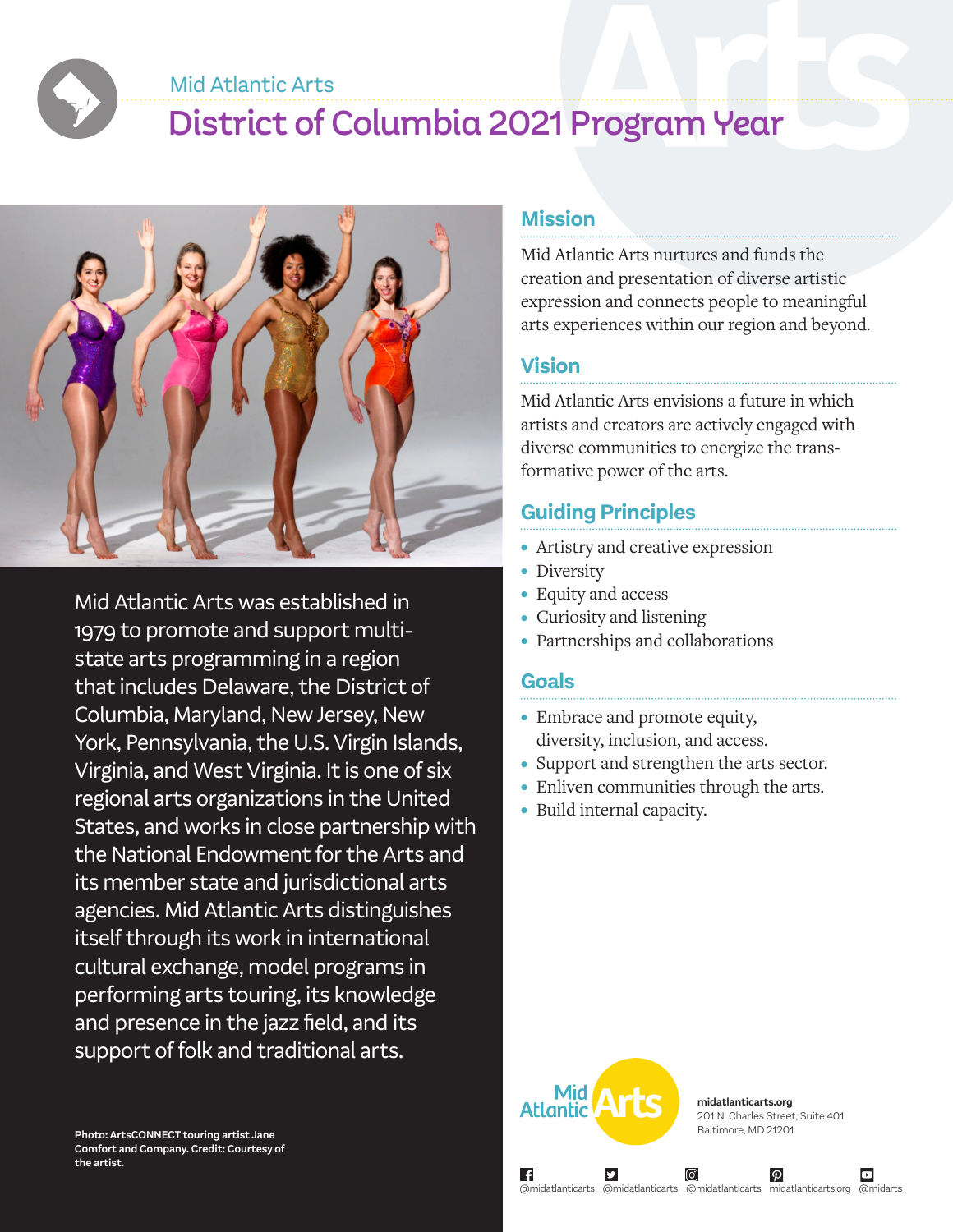Mid Atlantic Arts

# District of Columbia 2021 Program Year

Mid Atlantic Arts was established in 1979 to promote and support multi-state arts programming in a region that includes Delaware, the District of Columbia, Maryland, New Jersey, New York, Pennsylvania, the U.S. Virgin Islands, Virginia, and West Virginia. It is one of six regional arts organizations in the United States, and works in close partnership with the National Endowment for the Arts and its member state and jurisdictional arts agencies. Mid Atlantic Arts distinguishes itself through its work in international cultural exchange, model programs in performing arts touring, its knowledge and presence in the jazz field, and its support of folk and traditional arts.

**Photo: ArtsCONNECT touring artist Jane Comfort and Company. Credit: Courtesy of the artist.**

## Mission

Mid Atlantic Arts nurtures and funds the creation and presentation of diverse artistic expression and connects people to meaningful arts experiences within our region and beyond.

## Vision

Mid Atlantic Arts envisions a future in which artists and creators are actively engaged with diverse communities to energize the transformative power of the arts.

## Guiding Principles

- Artistry and creative expression
- Diversity
- Equity and access
- Curiosity and listening
- Partnerships and collaborations

## Goals

- Embrace and promote equity, diversity, inclusion, and access.
- Support and strengthen the arts sector.
- Enliven communities through the arts.
- Build internal capacity.

Mid Atlantic Arts

**midatlanticarts.org**
201 N. Charles Street, Suite 401
Baltimore, MD 21201

@midatlanticarts @midatlanticarts @midatlanticarts midatlanticarts.org @midarts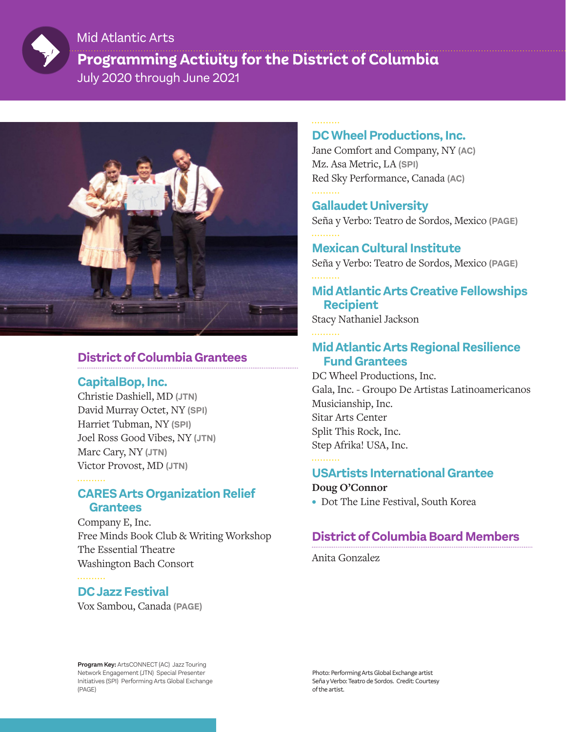Mid Atlantic Arts

# Programming Activity for the District of Columbia

July 2020 through June 2021

## District of Columbia Grantees

### CapitalBop, Inc.

Christie Dashiell, MD **(JTN)**
David Murray Octet, NY **(SPI)**
Harriet Tubman, NY **(SPI)**
Joel Ross Good Vibes, NY **(JTN)**
Marc Cary, NY **(JTN)**
Victor Provost, MD **(JTN)**

### CARES Arts Organization Relief Grantees

Company E, Inc.
Free Minds Book Club & Writing Workshop
The Essential Theatre
Washington Bach Consort

### DC Jazz Festival

Vox Sambou, Canada **(PAGE)**

### DC Wheel Productions, Inc.

Jane Comfort and Company, NY **(AC)**
Mz. Asa Metric, LA **(SPI)**
Red Sky Performance, Canada **(AC)**

### Gallaudet University

Seña y Verbo: Teatro de Sordos, Mexico **(PAGE)**

### Mexican Cultural Institute

Seña y Verbo: Teatro de Sordos, Mexico **(PAGE)**

### Mid Atlantic Arts Creative Fellowships Recipient

Stacy Nathaniel Jackson

### Mid Atlantic Arts Regional Resilience Fund Grantees

DC Wheel Productions, Inc.
Gala, Inc. - Groupo De Artistas Latinoamericanos
Musicianship, Inc.
Sitar Arts Center
Split This Rock, Inc.
Step Afrika! USA, Inc.

### USArtists International Grantee

**Doug O'Connor**

- Dot The Line Festival, South Korea

## District of Columbia Board Members

Anita Gonzalez

**Program Key:** ArtsCONNECT (AC) Jazz Touring Network Engagement (JTN) Special Presenter Initiatives (SPI) Performing Arts Global Exchange (PAGE)

Photo: Performing Arts Global Exchange artist Seña y Verbo: Teatro de Sordos. Credit: Courtesy of the artist.